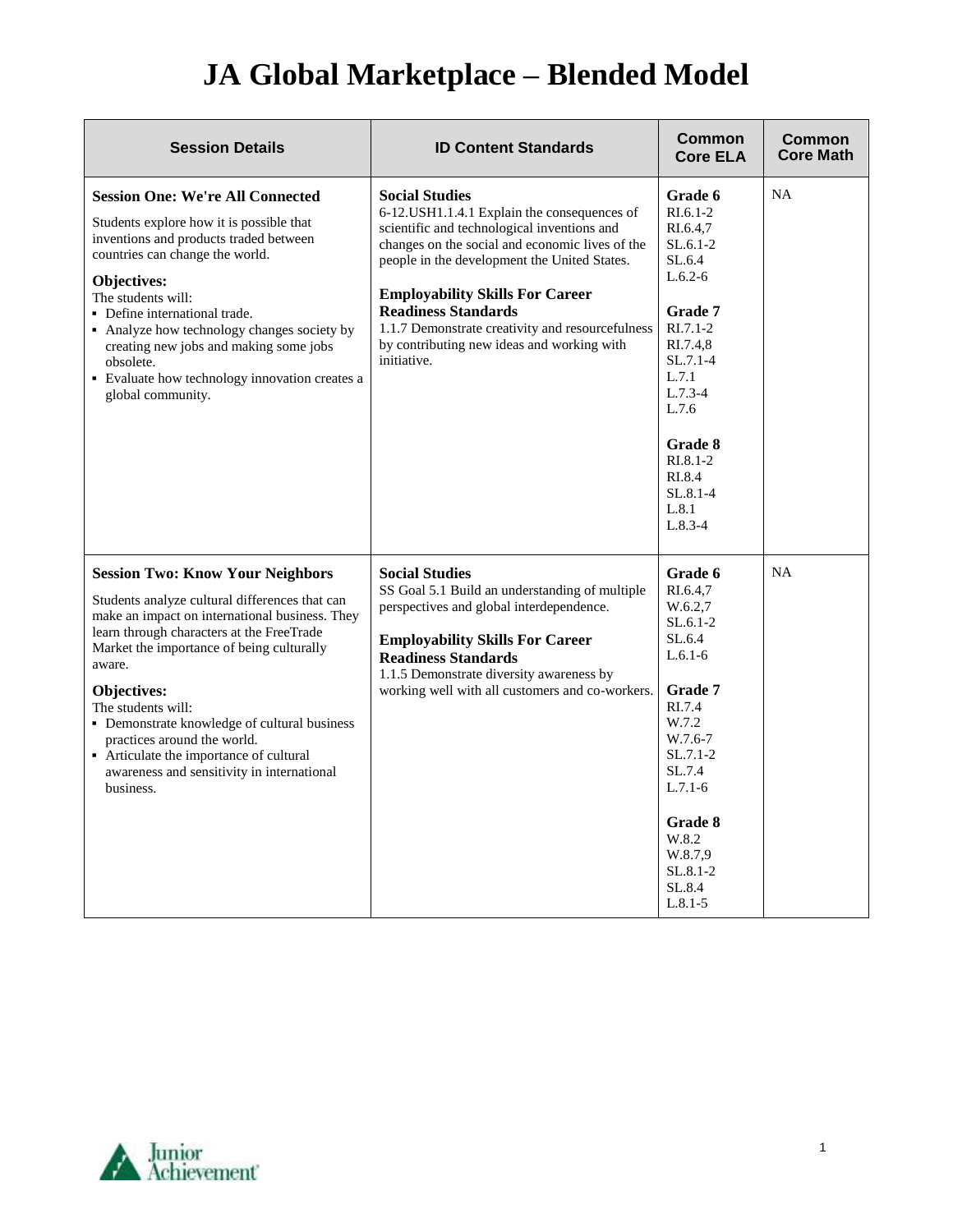# JA Global Marketplace – Blended Model

| Session Details | ID Content Standards | Common Core ELA | Common Core Math |
|---|---|---|---|
| **Session One: We're All Connected**<br><br>Students explore how it is possible that inventions and products traded between countries can change the world.<br><br>**Objectives:**<br>The students will:<br>▪ Define international trade.<br>▪ Analyze how technology changes society by creating new jobs and making some jobs obsolete.<br>▪ Evaluate how technology innovation creates a global community. | **Social Studies**<br>6-12.USH1.1.4.1 Explain the consequences of scientific and technological inventions and changes on the social and economic lives of the people in the development the United States.<br><br>**Employability Skills For Career Readiness Standards**<br>1.1.7 Demonstrate creativity and resourcefulness by contributing new ideas and working with initiative. | **Grade 6**<br>RI.6.1-2<br>RI.6.4,7<br>SL.6.1-2<br>SL.6.4<br>L.6.2-6<br><br>**Grade 7**<br>RI.7.1-2<br>RI.7.4,8<br>SL.7.1-4<br>L.7.1<br>L.7.3-4<br>L.7.6<br><br>**Grade 8**<br>RI.8.1-2<br>RI.8.4<br>SL.8.1-4<br>L.8.1<br>L.8.3-4 | NA |
| **Session Two: Know Your Neighbors**<br><br>Students analyze cultural differences that can make an impact on international business. They learn through characters at the FreeTrade Market the importance of being culturally aware.<br><br>**Objectives:**<br>The students will:<br>▪ Demonstrate knowledge of cultural business practices around the world.<br>▪ Articulate the importance of cultural awareness and sensitivity in international business. | **Social Studies**<br>SS Goal 5.1 Build an understanding of multiple perspectives and global interdependence.<br><br>**Employability Skills For Career Readiness Standards**<br>1.1.5 Demonstrate diversity awareness by working well with all customers and co-workers. | **Grade 6**<br>RI.6.4,7<br>W.6.2,7<br>SL.6.1-2<br>SL.6.4<br>L.6.1-6<br><br>**Grade 7**<br>RI.7.4<br>W.7.2<br>W.7.6-7<br>SL.7.1-2<br>SL.7.4<br>L.7.1-6<br><br>**Grade 8**<br>W.8.2<br>W.8.7,9<br>SL.8.1-2<br>SL.8.4<br>L.8.1-5 | NA |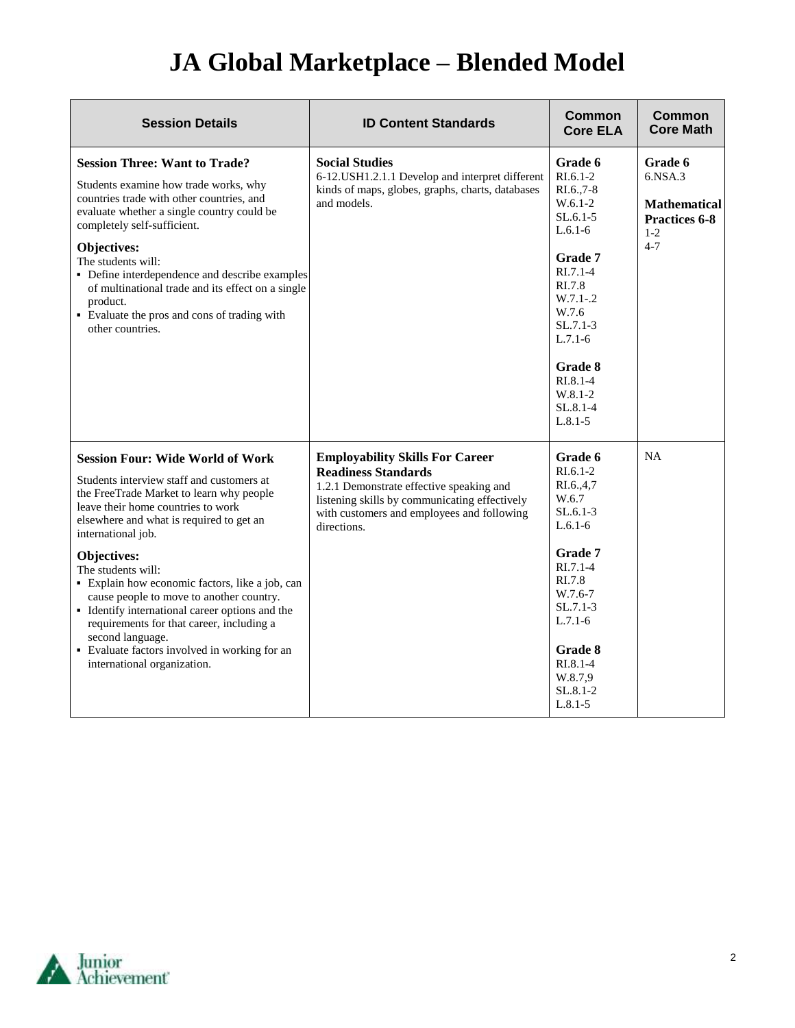# JA Global Marketplace – Blended Model

| Session Details | ID Content Standards | Common Core ELA | Common Core Math |
|---|---|---|---|
| **Session Three: Want to Trade?**<br><br>Students examine how trade works, why countries trade with other countries, and evaluate whether a single country could be completely self-sufficient.<br><br>**Objectives:**<br>The students will:<br>▪ Define interdependence and describe examples of multinational trade and its effect on a single product.<br>▪ Evaluate the pros and cons of trading with other countries. | **Social Studies**<br>6-12.USH1.2.1.1 Develop and interpret different kinds of maps, globes, graphs, charts, databases and models. | **Grade 6**<br>RI.6.1-2<br>RI.6.,7-8<br>W.6.1-2<br>SL.6.1-5<br>L.6.1-6<br><br>**Grade 7**<br>RI.7.1-4<br>RI.7.8<br>W.7.1-.2<br>W.7.6<br>SL.7.1-3<br>L.7.1-6<br><br>**Grade 8**<br>RI.8.1-4<br>W.8.1-2<br>SL.8.1-4<br>L.8.1-5 | **Grade 6**<br>6.NSA.3<br><br>**Mathematical Practices 6-8**<br>1-2<br>4-7 |
| **Session Four: Wide World of Work**<br><br>Students interview staff and customers at the FreeTrade Market to learn why people leave their home countries to work elsewhere and what is required to get an international job.<br><br>**Objectives:**<br>The students will:<br>▪ Explain how economic factors, like a job, can cause people to move to another country.<br>▪ Identify international career options and the requirements for that career, including a second language.<br>▪ Evaluate factors involved in working for an international organization. | **Employability Skills For Career Readiness Standards**<br>1.2.1 Demonstrate effective speaking and listening skills by communicating effectively with customers and employees and following directions. | **Grade 6**<br>RI.6.1-2<br>RI.6.,4,7<br>W.6.7<br>SL.6.1-3<br>L.6.1-6<br><br>**Grade 7**<br>RI.7.1-4<br>RI.7.8<br>W.7.6-7<br>SL.7.1-3<br>L.7.1-6<br><br>**Grade 8**<br>RI.8.1-4<br>W.8.7,9<br>SL.8.1-2<br>L.8.1-5 | NA |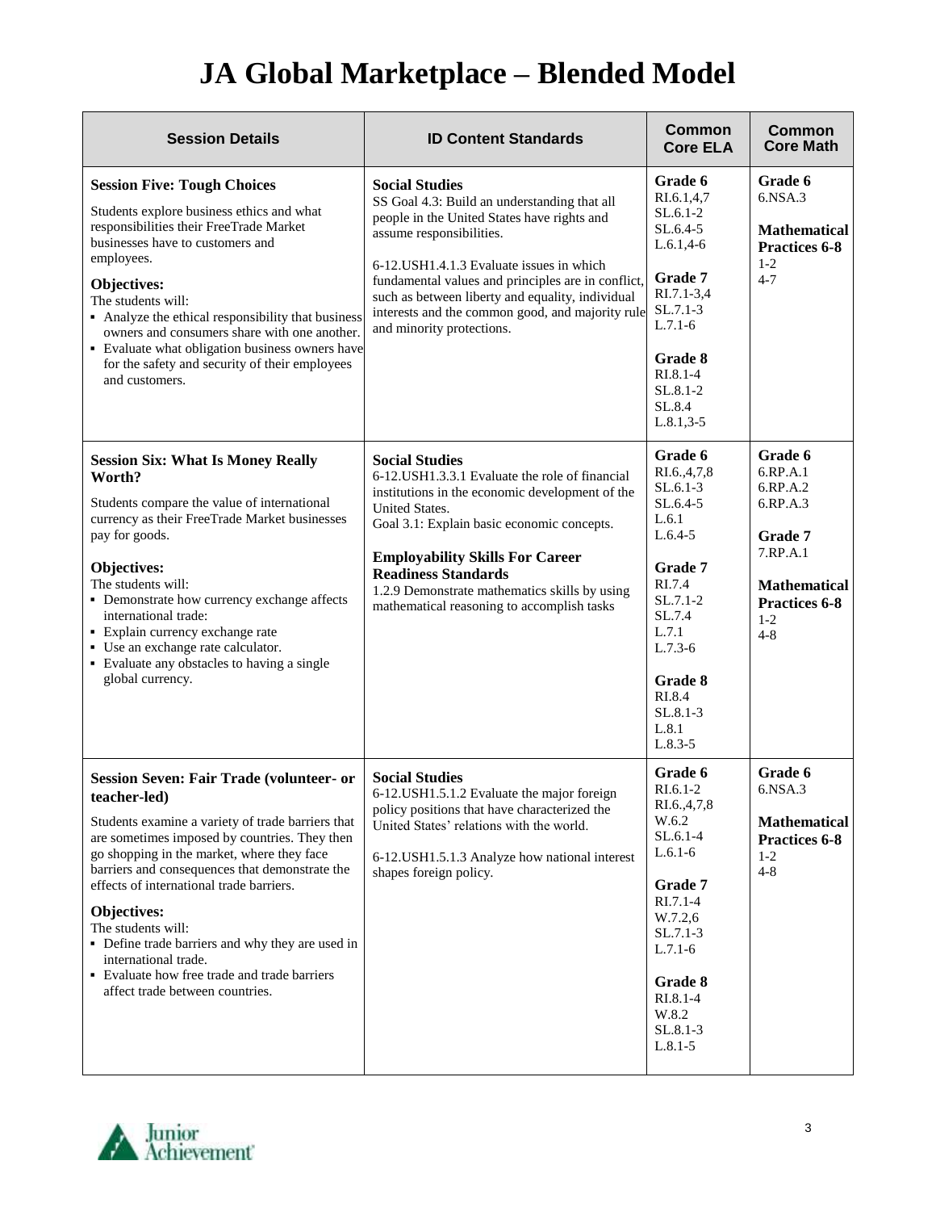# JA Global Marketplace – Blended Model

| Session Details | ID Content Standards | Common Core ELA | Common Core Math |
|---|---|---|---|
| **Session Five: Tough Choices**<br><br>Students explore business ethics and what responsibilities their FreeTrade Market businesses have to customers and employees.<br><br>**Objectives:**<br>The students will:<br>▪ Analyze the ethical responsibility that business owners and consumers share with one another.<br>▪ Evaluate what obligation business owners have for the safety and security of their employees and customers. | **Social Studies**<br>SS Goal 4.3: Build an understanding that all people in the United States have rights and assume responsibilities.<br><br>6-12.USH1.4.1.3 Evaluate issues in which fundamental values and principles are in conflict, such as between liberty and equality, individual interests and the common good, and majority rule and minority protections. | **Grade 6**<br>RI.6.1,4,7<br>SL.6.1-2<br>SL.6.4-5<br>L.6.1,4-6<br><br>**Grade 7**<br>RI.7.1-3,4<br>SL.7.1-3<br>L.7.1-6<br><br>**Grade 8**<br>RI.8.1-4<br>SL.8.1-2<br>SL.8.4<br>L.8.1,3-5 | **Grade 6**<br>6.NSA.3<br><br>**Mathematical Practices 6-8**<br>1-2<br>4-7 |
| **Session Six: What Is Money Really Worth?**<br><br>Students compare the value of international currency as their FreeTrade Market businesses pay for goods.<br><br>**Objectives:**<br>The students will:<br>▪ Demonstrate how currency exchange affects international trade:<br>▪ Explain currency exchange rate<br>▪ Use an exchange rate calculator.<br>▪ Evaluate any obstacles to having a single global currency. | **Social Studies**<br>6-12.USH1.3.3.1 Evaluate the role of financial institutions in the economic development of the United States.<br>Goal 3.1: Explain basic economic concepts.<br><br>**Employability Skills For Career Readiness Standards**<br>1.2.9 Demonstrate mathematics skills by using mathematical reasoning to accomplish tasks | **Grade 6**<br>RI.6.,4,7,8<br>SL.6.1-3<br>SL.6.4-5<br>L.6.1<br>L.6.4-5<br><br>**Grade 7**<br>RI.7.4<br>SL.7.1-2<br>SL.7.4<br>L.7.1<br>L.7.3-6<br><br>**Grade 8**<br>RI.8.4<br>SL.8.1-3<br>L.8.1<br>L.8.3-5 | **Grade 6**<br>6.RP.A.1<br>6.RP.A.2<br>6.RP.A.3<br><br>**Grade 7**<br>7.RP.A.1<br><br>**Mathematical Practices 6-8**<br>1-2<br>4-8 |
| **Session Seven: Fair Trade (volunteer- or teacher-led)**<br><br>Students examine a variety of trade barriers that are sometimes imposed by countries. They then go shopping in the market, where they face barriers and consequences that demonstrate the effects of international trade barriers.<br><br>**Objectives:**<br>The students will:<br>▪ Define trade barriers and why they are used in international trade.<br>▪ Evaluate how free trade and trade barriers affect trade between countries. | **Social Studies**<br>6-12.USH1.5.1.2 Evaluate the major foreign policy positions that have characterized the United States' relations with the world.<br><br>6-12.USH1.5.1.3 Analyze how national interest shapes foreign policy. | **Grade 6**<br>RI.6.1-2<br>RI.6.,4,7,8<br>W.6.2<br>SL.6.1-4<br>L.6.1-6<br><br>**Grade 7**<br>RI.7.1-4<br>W.7.2,6<br>SL.7.1-3<br>L.7.1-6<br><br>**Grade 8**<br>RI.8.1-4<br>W.8.2<br>SL.8.1-3<br>L.8.1-5 | **Grade 6**<br>6.NSA.3<br><br>**Mathematical Practices 6-8**<br>1-2<br>4-8 |